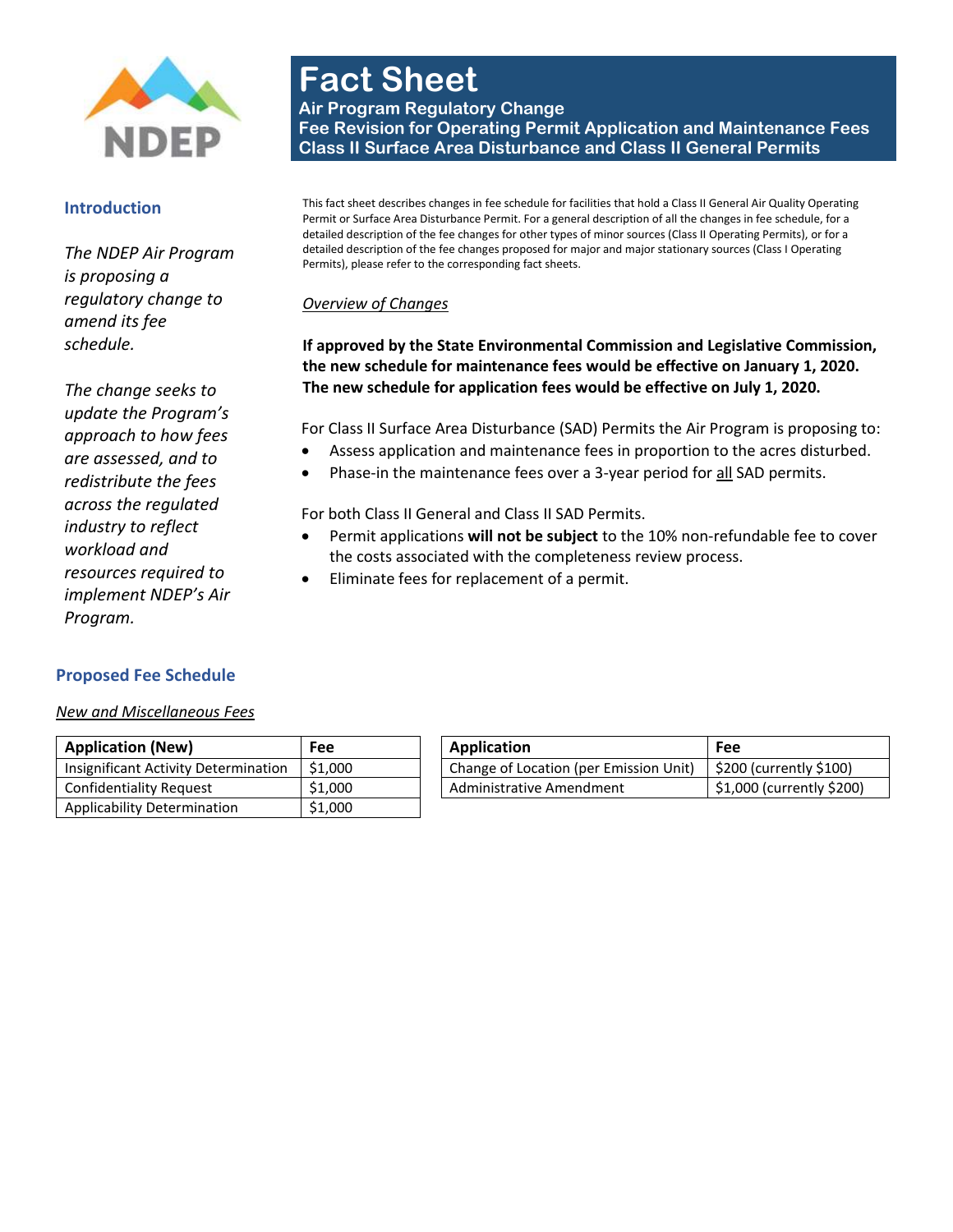# Fact Sheet

**Air Program Regulatory Change**
**Fee Revision for Operating Permit Application and Maintenance Fees**
**Class II Surface Area Disturbance and Class II General Permits**

## Introduction

*The NDEP Air Program is proposing a regulatory change to amend its fee schedule.*

*The change seeks to update the Program's approach to how fees are assessed, and to redistribute the fees across the regulated industry to reflect workload and resources required to implement NDEP's Air Program.*

This fact sheet describes changes in fee schedule for facilities that hold a Class II General Air Quality Operating Permit or Surface Area Disturbance Permit. For a general description of all the changes in fee schedule, for a detailed description of the fee changes for other types of minor sources (Class II Operating Permits), or for a detailed description of the fee changes proposed for major and major stationary sources (Class I Operating Permits), please refer to the corresponding fact sheets.

*Overview of Changes*

**If approved by the State Environmental Commission and Legislative Commission, the new schedule for maintenance fees would be effective on January 1, 2020. The new schedule for application fees would be effective on July 1, 2020.**

For Class II Surface Area Disturbance (SAD) Permits the Air Program is proposing to:

- Assess application and maintenance fees in proportion to the acres disturbed.
- Phase-in the maintenance fees over a 3-year period for all SAD permits.

For both Class II General and Class II SAD Permits.

- Permit applications **will not be subject** to the 10% non-refundable fee to cover the costs associated with the completeness review process.
- Eliminate fees for replacement of a permit.

## Proposed Fee Schedule

*New and Miscellaneous Fees*

| Application (New) | Fee |
|---|---|
| Insignificant Activity Determination | $1,000 |
| Confidentiality Request | $1,000 |
| Applicability Determination | $1,000 |

| Application | Fee |
|---|---|
| Change of Location (per Emission Unit) | $200 (currently $100) |
| Administrative Amendment | $1,000 (currently $200) |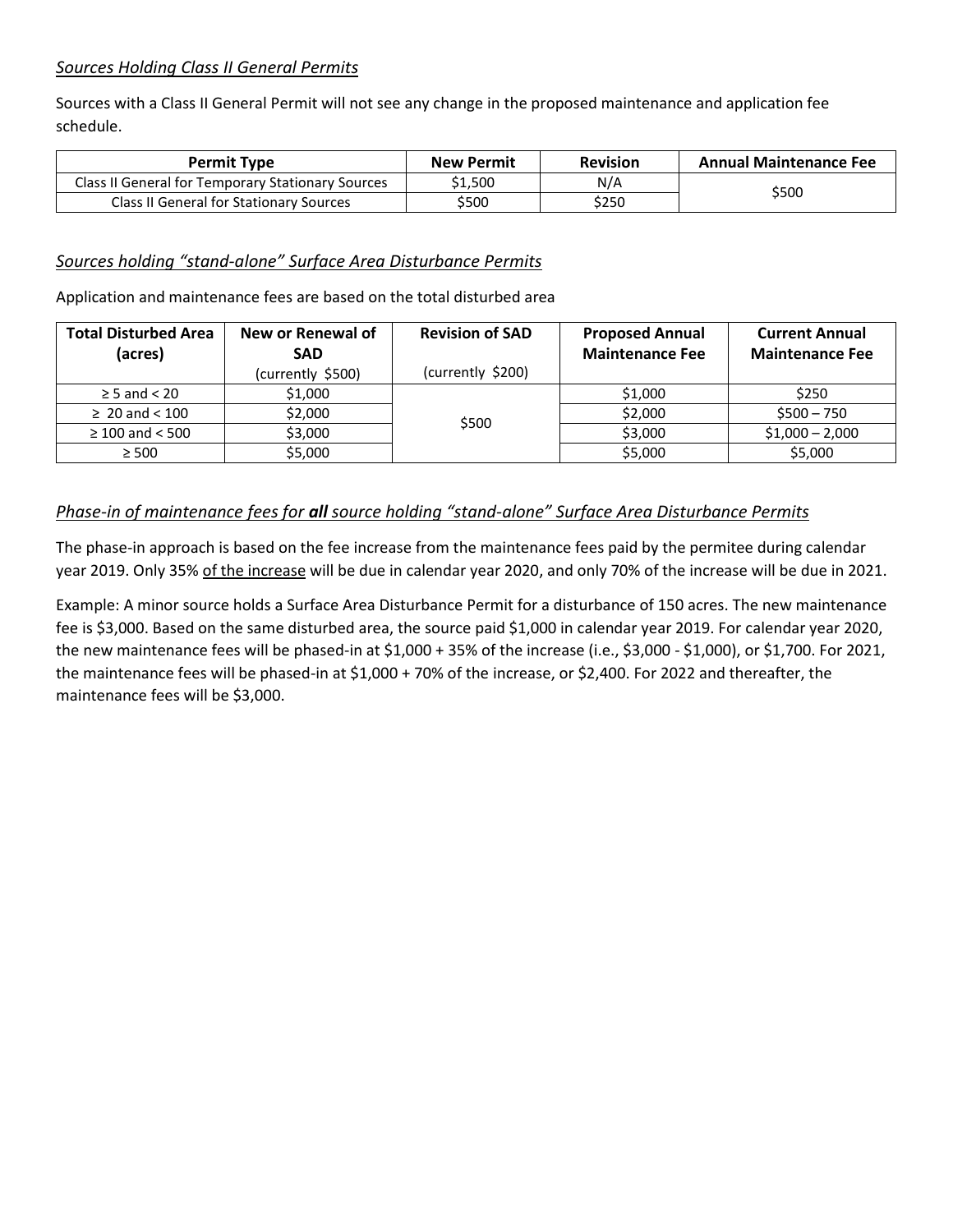*Sources Holding Class II General Permits*

Sources with a Class II General Permit will not see any change in the proposed maintenance and application fee schedule.

| Permit Type | New Permit | Revision | Annual Maintenance Fee |
|---|---|---|---|
| Class II General for Temporary Stationary Sources | $1,500 | N/A | $500 |
| Class II General for Stationary Sources | $500 | $250 | |

*Sources holding "stand-alone" Surface Area Disturbance Permits*

Application and maintenance fees are based on the total disturbed area

| Total Disturbed Area (acres) | New or Renewal of SAD (currently $500) | Revision of SAD (currently $200) | Proposed Annual Maintenance Fee | Current Annual Maintenance Fee |
|---|---|---|---|---|
| ≥ 5 and < 20 | $1,000 | $500 | $1,000 | $250 |
| ≥ 20 and < 100 | $2,000 | | $2,000 | $500 – 750 |
| ≥ 100 and < 500 | $3,000 | | $3,000 | $1,000 – 2,000 |
| ≥ 500 | $5,000 | | $5,000 | $5,000 |

*Phase-in of maintenance fees for **all** source holding "stand-alone" Surface Area Disturbance Permits*

The phase-in approach is based on the fee increase from the maintenance fees paid by the permitee during calendar year 2019. Only 35% <u>of the increase</u> will be due in calendar year 2020, and only 70% of the increase will be due in 2021.

Example: A minor source holds a Surface Area Disturbance Permit for a disturbance of 150 acres. The new maintenance fee is $3,000. Based on the same disturbed area, the source paid $1,000 in calendar year 2019. For calendar year 2020, the new maintenance fees will be phased-in at $1,000 + 35% of the increase (i.e., $3,000 - $1,000), or $1,700. For 2021, the maintenance fees will be phased-in at $1,000 + 70% of the increase, or $2,400. For 2022 and thereafter, the maintenance fees will be $3,000.